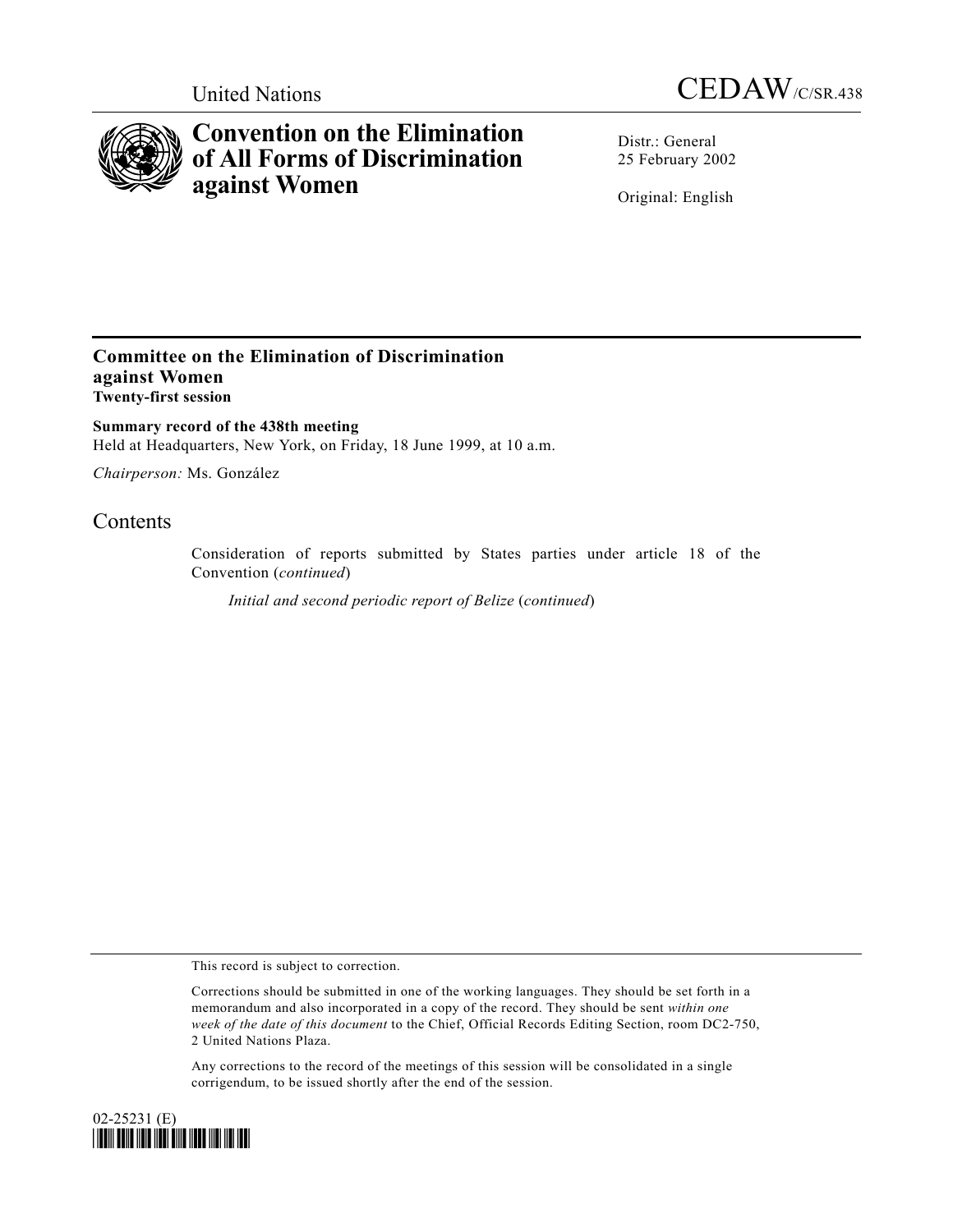United Nations

# CEDAW/C/SR.438

# Convention on the Elimination of All Forms of Discrimination against Women

Distr.: General
25 February 2002

Original: English

## Committee on the Elimination of Discrimination against Women
**Twenty-first session**

**Summary record of the 438th meeting**
Held at Headquarters, New York, on Friday, 18 June 1999, at 10 a.m.

*Chairperson:* Ms. González

## Contents

Consideration of reports submitted by States parties under article 18 of the Convention (*continued*)

*Initial and second periodic report of Belize* (*continued*)

This record is subject to correction.

Corrections should be submitted in one of the working languages. They should be set forth in a memorandum and also incorporated in a copy of the record. They should be sent *within one week of the date of this document* to the Chief, Official Records Editing Section, room DC2-750, 2 United Nations Plaza.

Any corrections to the record of the meetings of this session will be consolidated in a single corrigendum, to be issued shortly after the end of the session.

02-25231 (E)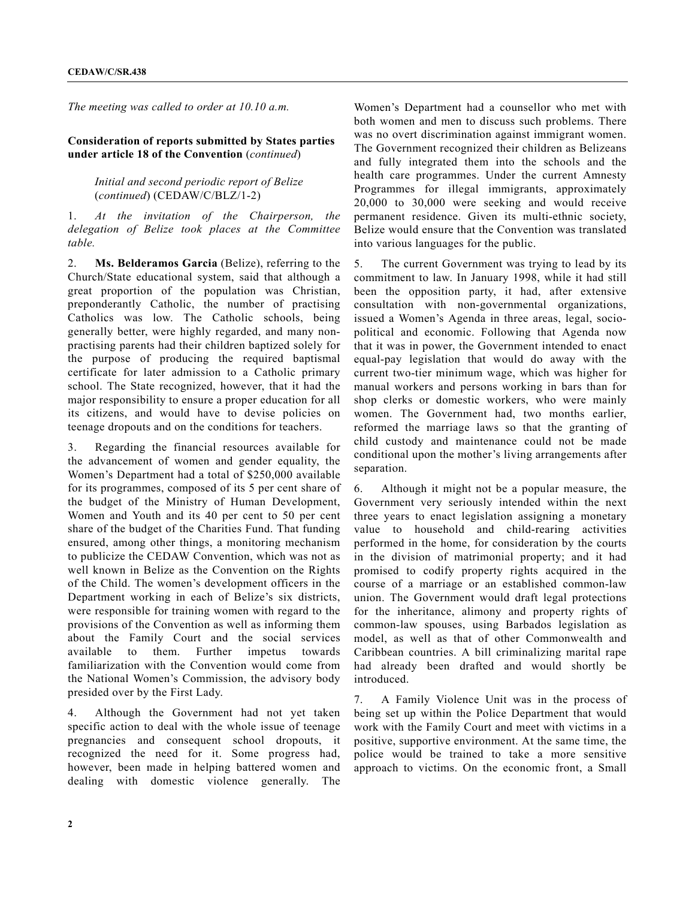*The meeting was called to order at 10.10 a.m.*

**Consideration of reports submitted by States parties under article 18 of the Convention** (*continued*)

*Initial and second periodic report of Belize* (*continued*) (CEDAW/C/BLZ/1-2)

1. *At the invitation of the Chairperson, the delegation of Belize took places at the Committee table.*

2. **Ms. Belderamos Garcia** (Belize), referring to the Church/State educational system, said that although a great proportion of the population was Christian, preponderantly Catholic, the number of practising Catholics was low. The Catholic schools, being generally better, were highly regarded, and many non-practising parents had their children baptized solely for the purpose of producing the required baptismal certificate for later admission to a Catholic primary school. The State recognized, however, that it had the major responsibility to ensure a proper education for all its citizens, and would have to devise policies on teenage dropouts and on the conditions for teachers.

3. Regarding the financial resources available for the advancement of women and gender equality, the Women's Department had a total of $250,000 available for its programmes, composed of its 5 per cent share of the budget of the Ministry of Human Development, Women and Youth and its 40 per cent to 50 per cent share of the budget of the Charities Fund. That funding ensured, among other things, a monitoring mechanism to publicize the CEDAW Convention, which was not as well known in Belize as the Convention on the Rights of the Child. The women's development officers in the Department working in each of Belize's six districts, were responsible for training women with regard to the provisions of the Convention as well as informing them about the Family Court and the social services available to them. Further impetus towards familiarization with the Convention would come from the National Women's Commission, the advisory body presided over by the First Lady.

4. Although the Government had not yet taken specific action to deal with the whole issue of teenage pregnancies and consequent school dropouts, it recognized the need for it. Some progress had, however, been made in helping battered women and dealing with domestic violence generally. The Women's Department had a counsellor who met with both women and men to discuss such problems. There was no overt discrimination against immigrant women. The Government recognized their children as Belizeans and fully integrated them into the schools and the health care programmes. Under the current Amnesty Programmes for illegal immigrants, approximately 20,000 to 30,000 were seeking and would receive permanent residence. Given its multi-ethnic society, Belize would ensure that the Convention was translated into various languages for the public.

5. The current Government was trying to lead by its commitment to law. In January 1998, while it had still been the opposition party, it had, after extensive consultation with non-governmental organizations, issued a Women's Agenda in three areas, legal, socio-political and economic. Following that Agenda now that it was in power, the Government intended to enact equal-pay legislation that would do away with the current two-tier minimum wage, which was higher for manual workers and persons working in bars than for shop clerks or domestic workers, who were mainly women. The Government had, two months earlier, reformed the marriage laws so that the granting of child custody and maintenance could not be made conditional upon the mother's living arrangements after separation.

6. Although it might not be a popular measure, the Government very seriously intended within the next three years to enact legislation assigning a monetary value to household and child-rearing activities performed in the home, for consideration by the courts in the division of matrimonial property; and it had promised to codify property rights acquired in the course of a marriage or an established common-law union. The Government would draft legal protections for the inheritance, alimony and property rights of common-law spouses, using Barbados legislation as model, as well as that of other Commonwealth and Caribbean countries. A bill criminalizing marital rape had already been drafted and would shortly be introduced.

7. A Family Violence Unit was in the process of being set up within the Police Department that would work with the Family Court and meet with victims in a positive, supportive environment. At the same time, the police would be trained to take a more sensitive approach to victims. On the economic front, a Small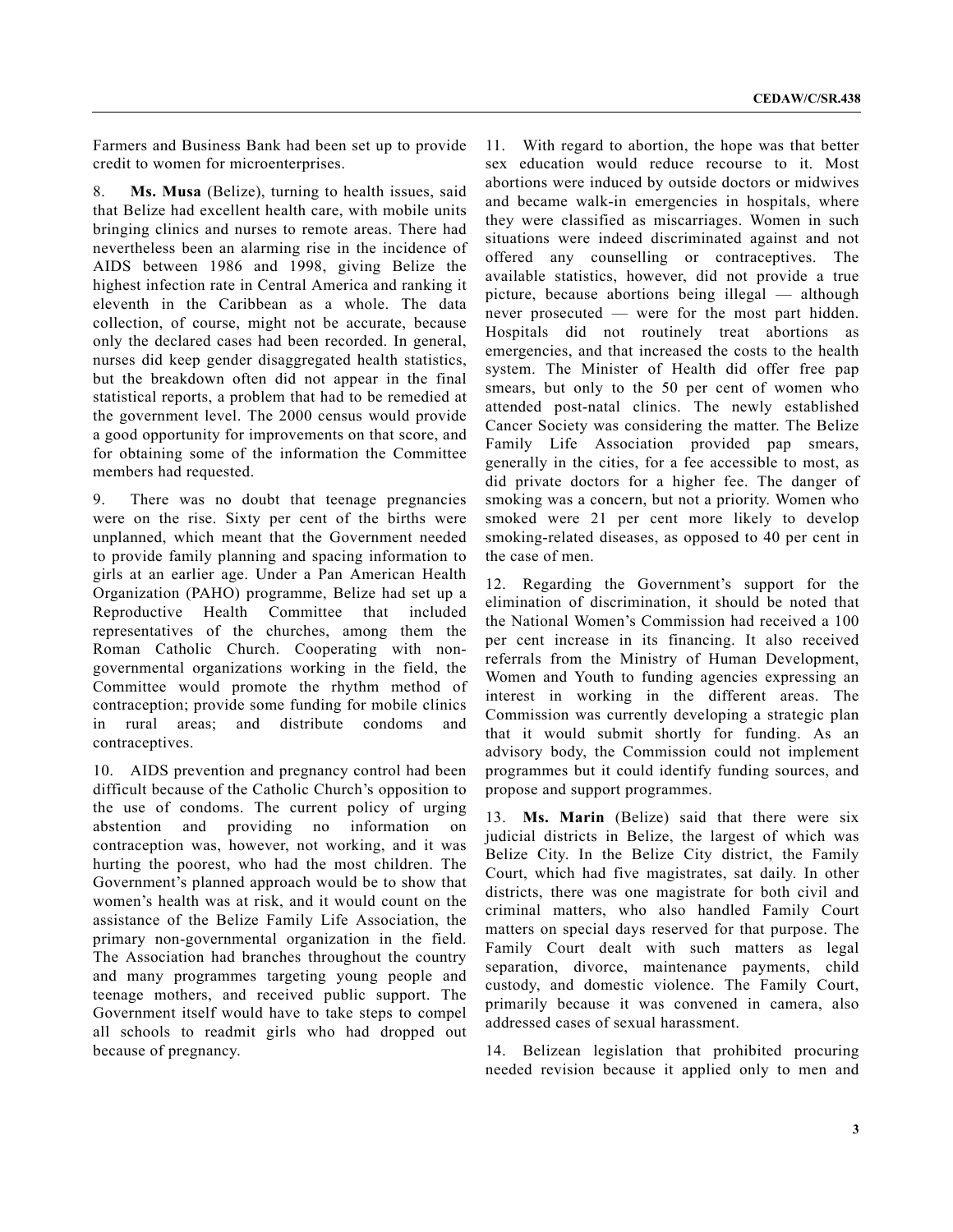Farmers and Business Bank had been set up to provide credit to women for microenterprises.

8. **Ms. Musa** (Belize), turning to health issues, said that Belize had excellent health care, with mobile units bringing clinics and nurses to remote areas. There had nevertheless been an alarming rise in the incidence of AIDS between 1986 and 1998, giving Belize the highest infection rate in Central America and ranking it eleventh in the Caribbean as a whole. The data collection, of course, might not be accurate, because only the declared cases had been recorded. In general, nurses did keep gender disaggregated health statistics, but the breakdown often did not appear in the final statistical reports, a problem that had to be remedied at the government level. The 2000 census would provide a good opportunity for improvements on that score, and for obtaining some of the information the Committee members had requested.

9. There was no doubt that teenage pregnancies were on the rise. Sixty per cent of the births were unplanned, which meant that the Government needed to provide family planning and spacing information to girls at an earlier age. Under a Pan American Health Organization (PAHO) programme, Belize had set up a Reproductive Health Committee that included representatives of the churches, among them the Roman Catholic Church. Cooperating with non-governmental organizations working in the field, the Committee would promote the rhythm method of contraception; provide some funding for mobile clinics in rural areas; and distribute condoms and contraceptives.

10. AIDS prevention and pregnancy control had been difficult because of the Catholic Church's opposition to the use of condoms. The current policy of urging abstention and providing no information on contraception was, however, not working, and it was hurting the poorest, who had the most children. The Government's planned approach would be to show that women's health was at risk, and it would count on the assistance of the Belize Family Life Association, the primary non-governmental organization in the field. The Association had branches throughout the country and many programmes targeting young people and teenage mothers, and received public support. The Government itself would have to take steps to compel all schools to readmit girls who had dropped out because of pregnancy.

11. With regard to abortion, the hope was that better sex education would reduce recourse to it. Most abortions were induced by outside doctors or midwives and became walk-in emergencies in hospitals, where they were classified as miscarriages. Women in such situations were indeed discriminated against and not offered any counselling or contraceptives. The available statistics, however, did not provide a true picture, because abortions being illegal — although never prosecuted — were for the most part hidden. Hospitals did not routinely treat abortions as emergencies, and that increased the costs to the health system. The Minister of Health did offer free pap smears, but only to the 50 per cent of women who attended post-natal clinics. The newly established Cancer Society was considering the matter. The Belize Family Life Association provided pap smears, generally in the cities, for a fee accessible to most, as did private doctors for a higher fee. The danger of smoking was a concern, but not a priority. Women who smoked were 21 per cent more likely to develop smoking-related diseases, as opposed to 40 per cent in the case of men.

12. Regarding the Government's support for the elimination of discrimination, it should be noted that the National Women's Commission had received a 100 per cent increase in its financing. It also received referrals from the Ministry of Human Development, Women and Youth to funding agencies expressing an interest in working in the different areas. The Commission was currently developing a strategic plan that it would submit shortly for funding. As an advisory body, the Commission could not implement programmes but it could identify funding sources, and propose and support programmes.

13. **Ms. Marin** (Belize) said that there were six judicial districts in Belize, the largest of which was Belize City. In the Belize City district, the Family Court, which had five magistrates, sat daily. In other districts, there was one magistrate for both civil and criminal matters, who also handled Family Court matters on special days reserved for that purpose. The Family Court dealt with such matters as legal separation, divorce, maintenance payments, child custody, and domestic violence. The Family Court, primarily because it was convened in camera, also addressed cases of sexual harassment.

14. Belizean legislation that prohibited procuring needed revision because it applied only to men and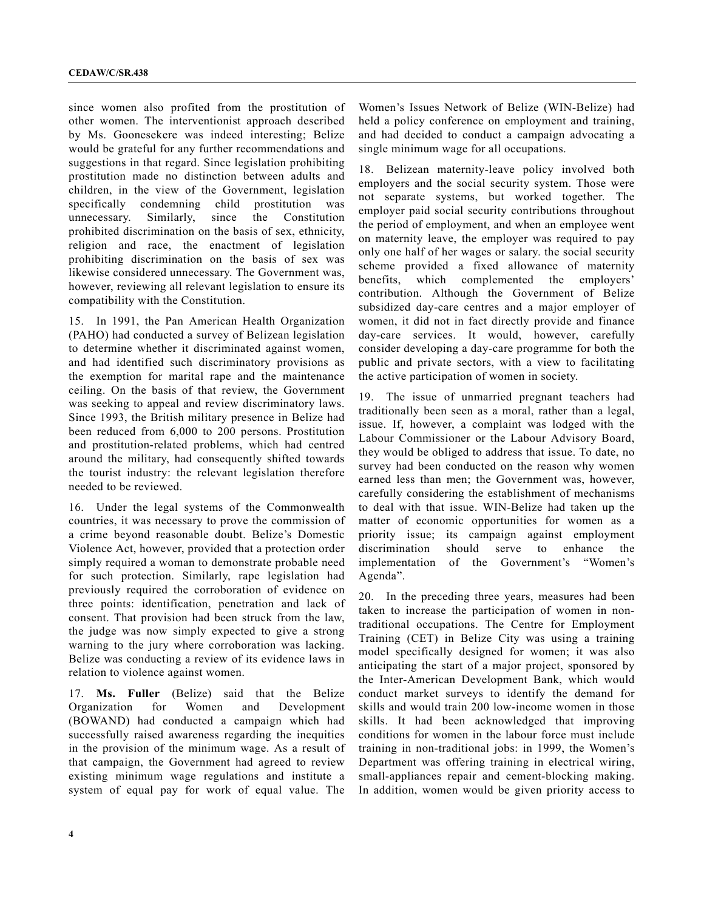since women also profited from the prostitution of other women. The interventionist approach described by Ms. Goonesekere was indeed interesting; Belize would be grateful for any further recommendations and suggestions in that regard. Since legislation prohibiting prostitution made no distinction between adults and children, in the view of the Government, legislation specifically condemning child prostitution was unnecessary. Similarly, since the Constitution prohibited discrimination on the basis of sex, ethnicity, religion and race, the enactment of legislation prohibiting discrimination on the basis of sex was likewise considered unnecessary. The Government was, however, reviewing all relevant legislation to ensure its compatibility with the Constitution.

15. In 1991, the Pan American Health Organization (PAHO) had conducted a survey of Belizean legislation to determine whether it discriminated against women, and had identified such discriminatory provisions as the exemption for marital rape and the maintenance ceiling. On the basis of that review, the Government was seeking to appeal and review discriminatory laws. Since 1993, the British military presence in Belize had been reduced from 6,000 to 200 persons. Prostitution and prostitution-related problems, which had centred around the military, had consequently shifted towards the tourist industry: the relevant legislation therefore needed to be reviewed.

16. Under the legal systems of the Commonwealth countries, it was necessary to prove the commission of a crime beyond reasonable doubt. Belize's Domestic Violence Act, however, provided that a protection order simply required a woman to demonstrate probable need for such protection. Similarly, rape legislation had previously required the corroboration of evidence on three points: identification, penetration and lack of consent. That provision had been struck from the law, the judge was now simply expected to give a strong warning to the jury where corroboration was lacking. Belize was conducting a review of its evidence laws in relation to violence against women.

17. **Ms. Fuller** (Belize) said that the Belize Organization for Women and Development (BOWAND) had conducted a campaign which had successfully raised awareness regarding the inequities in the provision of the minimum wage. As a result of that campaign, the Government had agreed to review existing minimum wage regulations and institute a system of equal pay for work of equal value. The Women's Issues Network of Belize (WIN-Belize) had held a policy conference on employment and training, and had decided to conduct a campaign advocating a single minimum wage for all occupations.

18. Belizean maternity-leave policy involved both employers and the social security system. Those were not separate systems, but worked together. The employer paid social security contributions throughout the period of employment, and when an employee went on maternity leave, the employer was required to pay only one half of her wages or salary. the social security scheme provided a fixed allowance of maternity benefits, which complemented the employers' contribution. Although the Government of Belize subsidized day-care centres and a major employer of women, it did not in fact directly provide and finance day-care services. It would, however, carefully consider developing a day-care programme for both the public and private sectors, with a view to facilitating the active participation of women in society.

19. The issue of unmarried pregnant teachers had traditionally been seen as a moral, rather than a legal, issue. If, however, a complaint was lodged with the Labour Commissioner or the Labour Advisory Board, they would be obliged to address that issue. To date, no survey had been conducted on the reason why women earned less than men; the Government was, however, carefully considering the establishment of mechanisms to deal with that issue. WIN-Belize had taken up the matter of economic opportunities for women as a priority issue; its campaign against employment discrimination should serve to enhance the implementation of the Government's "Women's Agenda".

20. In the preceding three years, measures had been taken to increase the participation of women in non-traditional occupations. The Centre for Employment Training (CET) in Belize City was using a training model specifically designed for women; it was also anticipating the start of a major project, sponsored by the Inter-American Development Bank, which would conduct market surveys to identify the demand for skills and would train 200 low-income women in those skills. It had been acknowledged that improving conditions for women in the labour force must include training in non-traditional jobs: in 1999, the Women's Department was offering training in electrical wiring, small-appliances repair and cement-blocking making. In addition, women would be given priority access to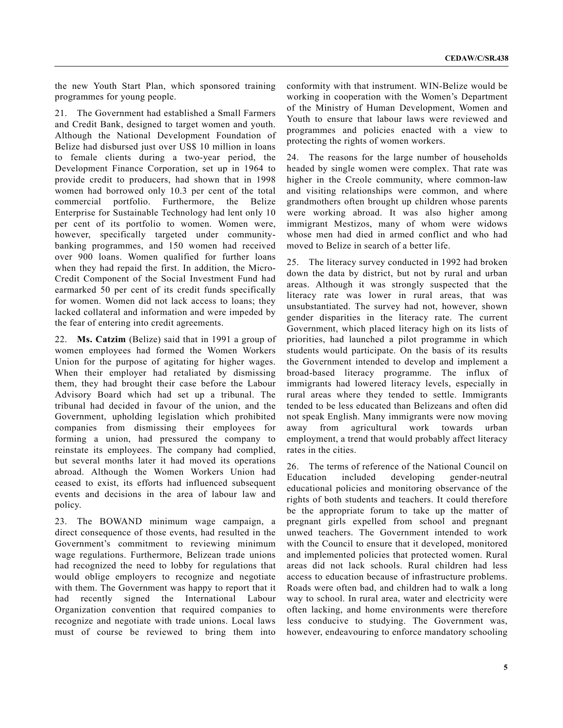the new Youth Start Plan, which sponsored training programmes for young people.

21. The Government had established a Small Farmers and Credit Bank, designed to target women and youth. Although the National Development Foundation of Belize had disbursed just over US$ 10 million in loans to female clients during a two-year period, the Development Finance Corporation, set up in 1964 to provide credit to producers, had shown that in 1998 women had borrowed only 10.3 per cent of the total commercial portfolio. Furthermore, the Belize Enterprise for Sustainable Technology had lent only 10 per cent of its portfolio to women. Women were, however, specifically targeted under community-banking programmes, and 150 women had received over 900 loans. Women qualified for further loans when they had repaid the first. In addition, the Micro-Credit Component of the Social Investment Fund had earmarked 50 per cent of its credit funds specifically for women. Women did not lack access to loans; they lacked collateral and information and were impeded by the fear of entering into credit agreements.

22. **Ms. Catzim** (Belize) said that in 1991 a group of women employees had formed the Women Workers Union for the purpose of agitating for higher wages. When their employer had retaliated by dismissing them, they had brought their case before the Labour Advisory Board which had set up a tribunal. The tribunal had decided in favour of the union, and the Government, upholding legislation which prohibited companies from dismissing their employees for forming a union, had pressured the company to reinstate its employees. The company had complied, but several months later it had moved its operations abroad. Although the Women Workers Union had ceased to exist, its efforts had influenced subsequent events and decisions in the area of labour law and policy.

23. The BOWAND minimum wage campaign, a direct consequence of those events, had resulted in the Government's commitment to reviewing minimum wage regulations. Furthermore, Belizean trade unions had recognized the need to lobby for regulations that would oblige employers to recognize and negotiate with them. The Government was happy to report that it had recently signed the International Labour Organization convention that required companies to recognize and negotiate with trade unions. Local laws must of course be reviewed to bring them into conformity with that instrument. WIN-Belize would be working in cooperation with the Women's Department of the Ministry of Human Development, Women and Youth to ensure that labour laws were reviewed and programmes and policies enacted with a view to protecting the rights of women workers.

24. The reasons for the large number of households headed by single women were complex. That rate was higher in the Creole community, where common-law and visiting relationships were common, and where grandmothers often brought up children whose parents were working abroad. It was also higher among immigrant Mestizos, many of whom were widows whose men had died in armed conflict and who had moved to Belize in search of a better life.

25. The literacy survey conducted in 1992 had broken down the data by district, but not by rural and urban areas. Although it was strongly suspected that the literacy rate was lower in rural areas, that was unsubstantiated. The survey had not, however, shown gender disparities in the literacy rate. The current Government, which placed literacy high on its lists of priorities, had launched a pilot programme in which students would participate. On the basis of its results the Government intended to develop and implement a broad-based literacy programme. The influx of immigrants had lowered literacy levels, especially in rural areas where they tended to settle. Immigrants tended to be less educated than Belizeans and often did not speak English. Many immigrants were now moving away from agricultural work towards urban employment, a trend that would probably affect literacy rates in the cities.

26. The terms of reference of the National Council on Education included developing gender-neutral educational policies and monitoring observance of the rights of both students and teachers. It could therefore be the appropriate forum to take up the matter of pregnant girls expelled from school and pregnant unwed teachers. The Government intended to work with the Council to ensure that it developed, monitored and implemented policies that protected women. Rural areas did not lack schools. Rural children had less access to education because of infrastructure problems. Roads were often bad, and children had to walk a long way to school. In rural area, water and electricity were often lacking, and home environments were therefore less conducive to studying. The Government was, however, endeavouring to enforce mandatory schooling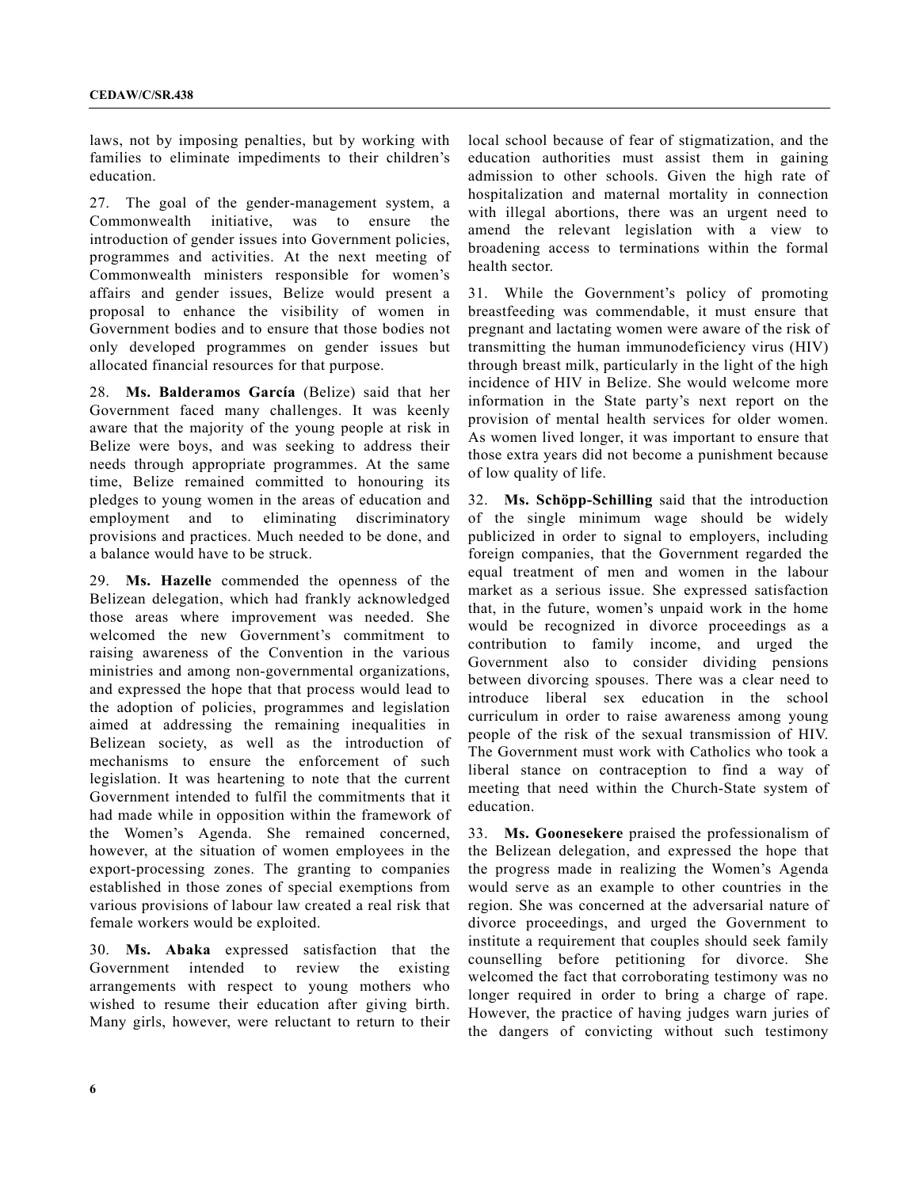laws, not by imposing penalties, but by working with families to eliminate impediments to their children's education.

27. The goal of the gender-management system, a Commonwealth initiative, was to ensure the introduction of gender issues into Government policies, programmes and activities. At the next meeting of Commonwealth ministers responsible for women's affairs and gender issues, Belize would present a proposal to enhance the visibility of women in Government bodies and to ensure that those bodies not only developed programmes on gender issues but allocated financial resources for that purpose.

28. **Ms. Balderamos García** (Belize) said that her Government faced many challenges. It was keenly aware that the majority of the young people at risk in Belize were boys, and was seeking to address their needs through appropriate programmes. At the same time, Belize remained committed to honouring its pledges to young women in the areas of education and employment and to eliminating discriminatory provisions and practices. Much needed to be done, and a balance would have to be struck.

29. **Ms. Hazelle** commended the openness of the Belizean delegation, which had frankly acknowledged those areas where improvement was needed. She welcomed the new Government's commitment to raising awareness of the Convention in the various ministries and among non-governmental organizations, and expressed the hope that that process would lead to the adoption of policies, programmes and legislation aimed at addressing the remaining inequalities in Belizean society, as well as the introduction of mechanisms to ensure the enforcement of such legislation. It was heartening to note that the current Government intended to fulfil the commitments that it had made while in opposition within the framework of the Women's Agenda. She remained concerned, however, at the situation of women employees in the export-processing zones. The granting to companies established in those zones of special exemptions from various provisions of labour law created a real risk that female workers would be exploited.

30. **Ms. Abaka** expressed satisfaction that the Government intended to review the existing arrangements with respect to young mothers who wished to resume their education after giving birth. Many girls, however, were reluctant to return to their local school because of fear of stigmatization, and the education authorities must assist them in gaining admission to other schools. Given the high rate of hospitalization and maternal mortality in connection with illegal abortions, there was an urgent need to amend the relevant legislation with a view to broadening access to terminations within the formal health sector.

31. While the Government's policy of promoting breastfeeding was commendable, it must ensure that pregnant and lactating women were aware of the risk of transmitting the human immunodeficiency virus (HIV) through breast milk, particularly in the light of the high incidence of HIV in Belize. She would welcome more information in the State party's next report on the provision of mental health services for older women. As women lived longer, it was important to ensure that those extra years did not become a punishment because of low quality of life.

32. **Ms. Schöpp-Schilling** said that the introduction of the single minimum wage should be widely publicized in order to signal to employers, including foreign companies, that the Government regarded the equal treatment of men and women in the labour market as a serious issue. She expressed satisfaction that, in the future, women's unpaid work in the home would be recognized in divorce proceedings as a contribution to family income, and urged the Government also to consider dividing pensions between divorcing spouses. There was a clear need to introduce liberal sex education in the school curriculum in order to raise awareness among young people of the risk of the sexual transmission of HIV. The Government must work with Catholics who took a liberal stance on contraception to find a way of meeting that need within the Church-State system of education.

33. **Ms. Goonesekere** praised the professionalism of the Belizean delegation, and expressed the hope that the progress made in realizing the Women's Agenda would serve as an example to other countries in the region. She was concerned at the adversarial nature of divorce proceedings, and urged the Government to institute a requirement that couples should seek family counselling before petitioning for divorce. She welcomed the fact that corroborating testimony was no longer required in order to bring a charge of rape. However, the practice of having judges warn juries of the dangers of convicting without such testimony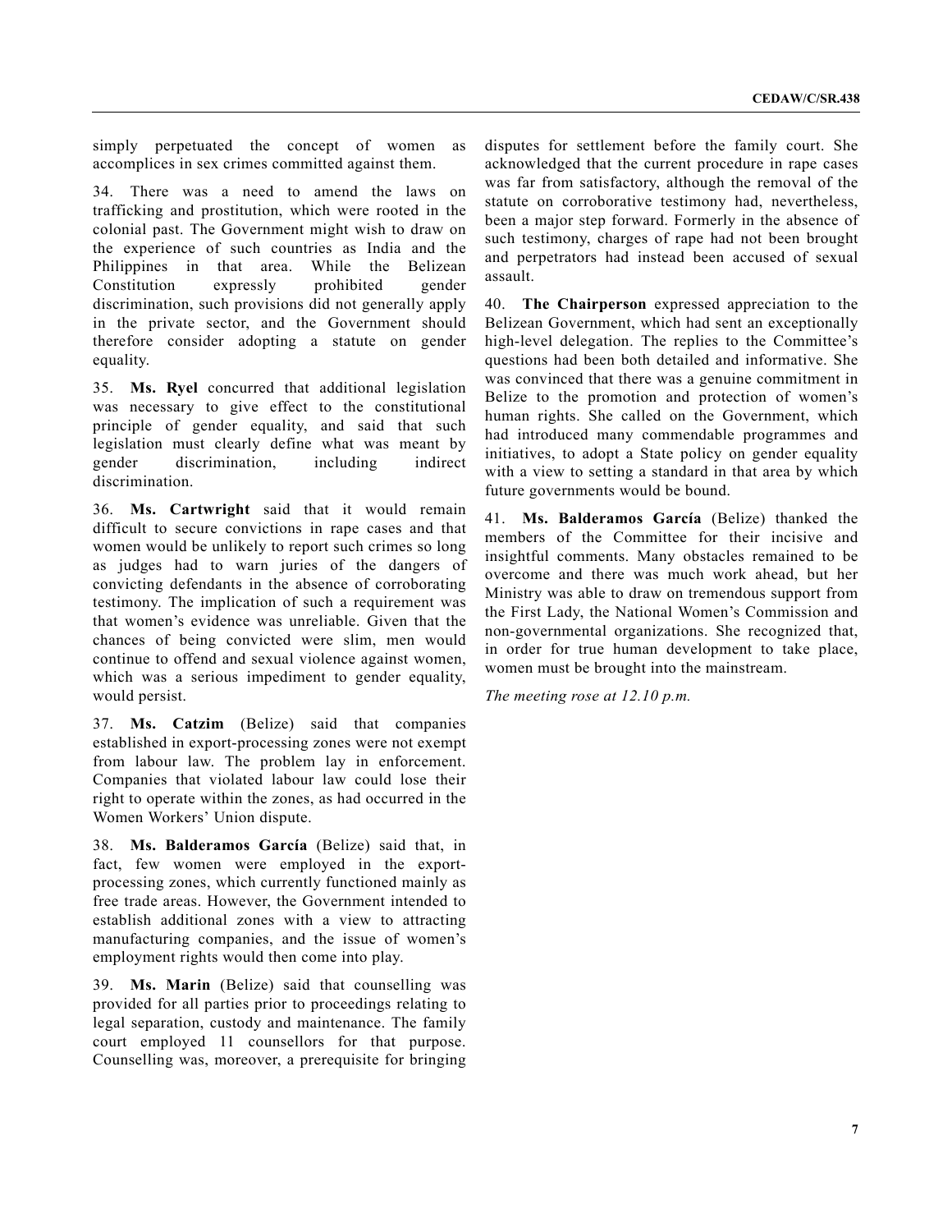simply perpetuated the concept of women as accomplices in sex crimes committed against them.

34. There was a need to amend the laws on trafficking and prostitution, which were rooted in the colonial past. The Government might wish to draw on the experience of such countries as India and the Philippines in that area. While the Belizean Constitution expressly prohibited gender discrimination, such provisions did not generally apply in the private sector, and the Government should therefore consider adopting a statute on gender equality.

35. **Ms. Ryel** concurred that additional legislation was necessary to give effect to the constitutional principle of gender equality, and said that such legislation must clearly define what was meant by gender discrimination, including indirect discrimination.

36. **Ms. Cartwright** said that it would remain difficult to secure convictions in rape cases and that women would be unlikely to report such crimes so long as judges had to warn juries of the dangers of convicting defendants in the absence of corroborating testimony. The implication of such a requirement was that women's evidence was unreliable. Given that the chances of being convicted were slim, men would continue to offend and sexual violence against women, which was a serious impediment to gender equality, would persist.

37. **Ms. Catzim** (Belize) said that companies established in export-processing zones were not exempt from labour law. The problem lay in enforcement. Companies that violated labour law could lose their right to operate within the zones, as had occurred in the Women Workers' Union dispute.

38. **Ms. Balderamos García** (Belize) said that, in fact, few women were employed in the export-processing zones, which currently functioned mainly as free trade areas. However, the Government intended to establish additional zones with a view to attracting manufacturing companies, and the issue of women's employment rights would then come into play.

39. **Ms. Marin** (Belize) said that counselling was provided for all parties prior to proceedings relating to legal separation, custody and maintenance. The family court employed 11 counsellors for that purpose. Counselling was, moreover, a prerequisite for bringing disputes for settlement before the family court. She acknowledged that the current procedure in rape cases was far from satisfactory, although the removal of the statute on corroborative testimony had, nevertheless, been a major step forward. Formerly in the absence of such testimony, charges of rape had not been brought and perpetrators had instead been accused of sexual assault.

40. **The Chairperson** expressed appreciation to the Belizean Government, which had sent an exceptionally high-level delegation. The replies to the Committee's questions had been both detailed and informative. She was convinced that there was a genuine commitment in Belize to the promotion and protection of women's human rights. She called on the Government, which had introduced many commendable programmes and initiatives, to adopt a State policy on gender equality with a view to setting a standard in that area by which future governments would be bound.

41. **Ms. Balderamos García** (Belize) thanked the members of the Committee for their incisive and insightful comments. Many obstacles remained to be overcome and there was much work ahead, but her Ministry was able to draw on tremendous support from the First Lady, the National Women's Commission and non-governmental organizations. She recognized that, in order for true human development to take place, women must be brought into the mainstream.

*The meeting rose at 12.10 p.m.*